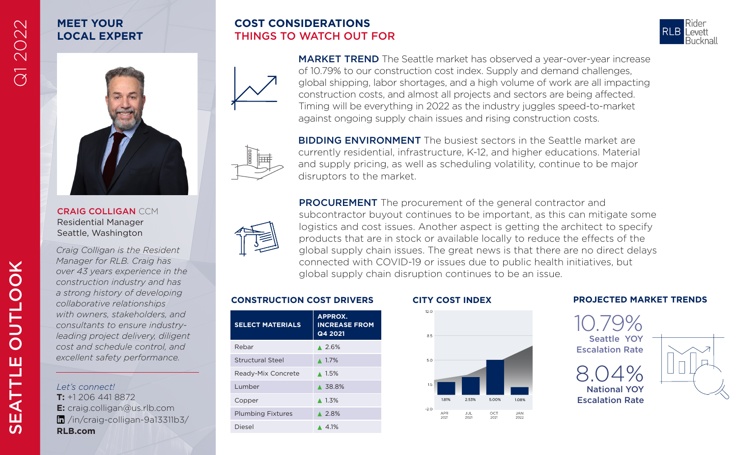# SEATTLE OUTLOOK

Q1 2022

## MEET YOUR LOCAL EXPERT

**CRAIG COLLIGAN** CCM
Residential Manager
Seattle, Washington

*Craig Colligan is the Resident Manager for RLB. Craig has over 43 years experience in the construction industry and has a strong history of developing collaborative relationships with owners, stakeholders, and consultants to ensure industry-leading project delivery, diligent cost and schedule control, and excellent safety performance.*

*Let's connect!*
**T:** +1 206 441 8872
**E:** craig.colligan@us.rlb.com
/in/craig-colligan-9a13311b3/
**RLB.com**

## COST CONSIDERATIONS
## THINGS TO WATCH OUT FOR

Rider Levett Bucknall

**MARKET TREND** The Seattle market has observed a year-over-year increase of 10.79% to our construction cost index. Supply and demand challenges, global shipping, labor shortages, and a high volume of work are all impacting construction costs, and almost all projects and sectors are being affected. Timing will be everything in 2022 as the industry juggles speed-to-market against ongoing supply chain issues and rising construction costs.

**BIDDING ENVIRONMENT** The busiest sectors in the Seattle market are currently residential, infrastructure, K-12, and higher educations. Material and supply pricing, as well as scheduling volatility, continue to be major disruptors to the market.

**PROCUREMENT** The procurement of the general contractor and subcontractor buyout continues to be important, as this can mitigate some logistics and cost issues. Another aspect is getting the architect to specify products that are in stock or available locally to reduce the effects of the global supply chain issues. The great news is that there are no direct delays connected with COVID-19 or issues due to public health initiatives, but global supply chain disruption continues to be an issue.

### CONSTRUCTION COST DRIVERS

| SELECT MATERIALS | APPROX. INCREASE FROM Q4 2021 |
|---|---|
| Rebar | ▲ 2.6% |
| Structural Steel | ▲ 1.7% |
| Ready-Mix Concrete | ▲ 1.5% |
| Lumber | ▲ 38.8% |
| Copper | ▲ 1.3% |
| Plumbing Fixtures | ▲ 2.8% |
| Diesel | ▲ 4.1% |

### CITY COST INDEX

12.0
8.5
5.0
1.5
-2.0

1.81% APR 2021
2.53% JUL 2021
5.00% OCT 2021
1.08% JAN 2022

### PROJECTED MARKET TRENDS

10.79%
Seattle YOY Escalation Rate

8.04%
National YOY Escalation Rate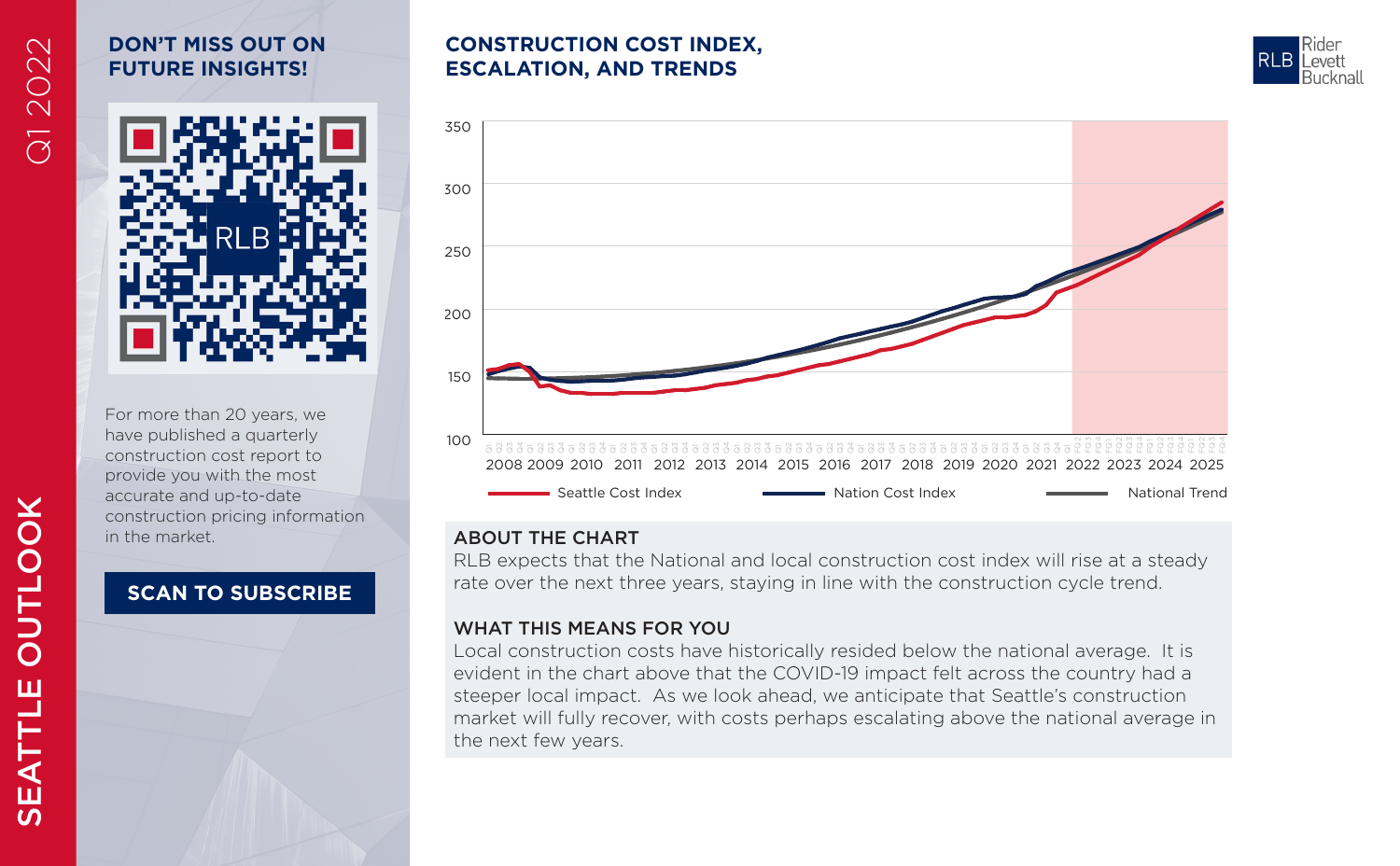Q1 2022

SEATTLE OUTLOOK

## DON'T MISS OUT ON FUTURE INSIGHTS!

RLB

For more than 20 years, we have published a quarterly construction cost report to provide you with the most accurate and up-to-date construction pricing information in the market.

**SCAN TO SUBSCRIBE**

## CONSTRUCTION COST INDEX, ESCALATION, AND TRENDS

Rider Levett Bucknall

350
300
250
200
150
100

2008 2009 2010 2011 2012 2013 2014 2015 2016 2017 2018 2019 2020 2021 2022 2023 2024 2025

Seattle Cost Index
Nation Cost Index
National Trend

### ABOUT THE CHART

RLB expects that the National and local construction cost index will rise at a steady rate over the next three years, staying in line with the construction cycle trend.

### WHAT THIS MEANS FOR YOU

Local construction costs have historically resided below the national average. It is evident in the chart above that the COVID-19 impact felt across the country had a steeper local impact. As we look ahead, we anticipate that Seattle's construction market will fully recover, with costs perhaps escalating above the national average in the next few years.